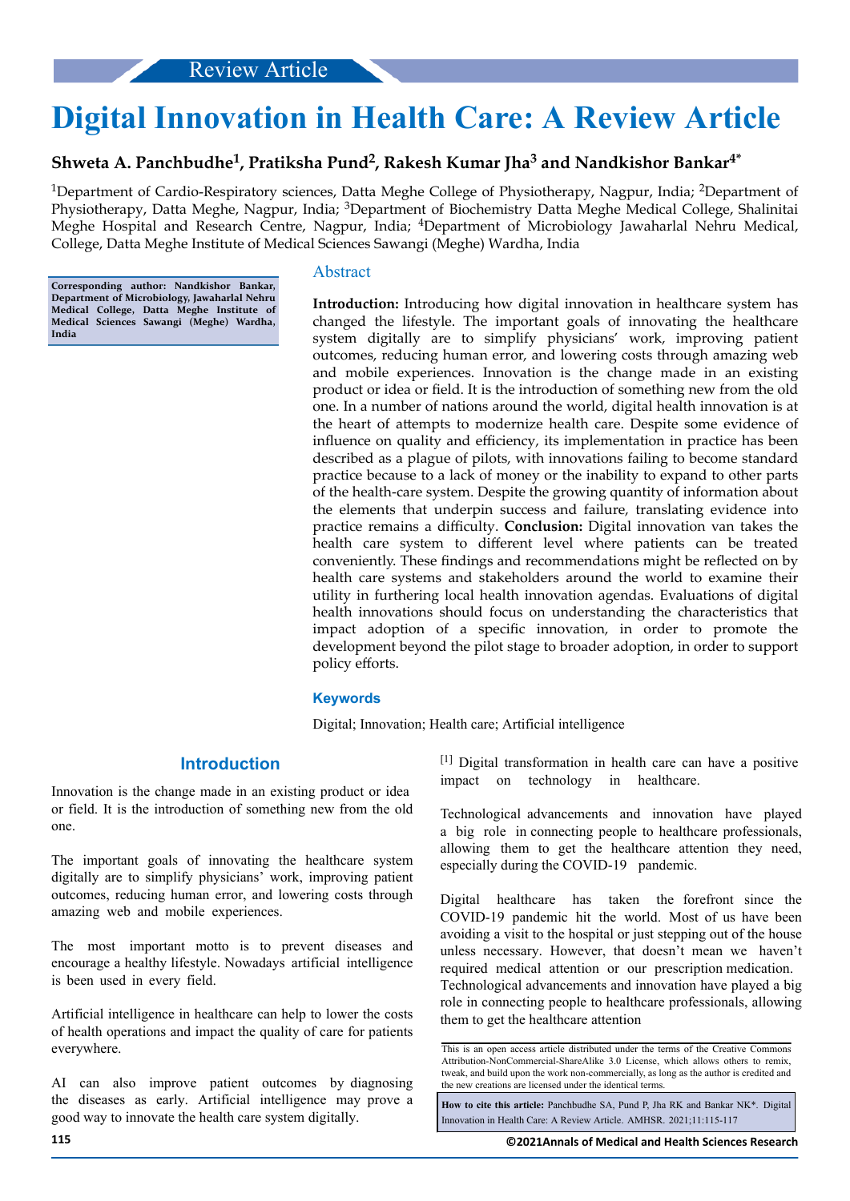Review Article

# Digital Innovation in Health Care: A Review Article

**Shweta A. Panchbudhe[1], Pratiksha Pund[2], Rakesh Kumar Jha[3] and Nandkishor Bankar[4*]**

[1]Department of Cardio-Respiratory sciences, Datta Meghe College of Physiotherapy, Nagpur, India; [2]Department of Physiotherapy, Datta Meghe, Nagpur, India; [3]Department of Biochemistry Datta Meghe Medical College, Shalinitai Meghe Hospital and Research Centre, Nagpur, India; [4]Department of Microbiology Jawaharlal Nehru Medical, College, Datta Meghe Institute of Medical Sciences Sawangi (Meghe) Wardha, India

**Corresponding author: Nandkishor Bankar, Department of Microbiology, Jawaharlal Nehru Medical College, Datta Meghe Institute of Medical Sciences Sawangi (Meghe) Wardha, India**

## Abstract

**Introduction:** Introducing how digital innovation in healthcare system has changed the lifestyle. The important goals of innovating the healthcare system digitally are to simplify physicians' work, improving patient outcomes, reducing human error, and lowering costs through amazing web and mobile experiences. Innovation is the change made in an existing product or idea or field. It is the introduction of something new from the old one. In a number of nations around the world, digital health innovation is at the heart of attempts to modernize health care. Despite some evidence of influence on quality and efficiency, its implementation in practice has been described as a plague of pilots, with innovations failing to become standard practice because to a lack of money or the inability to expand to other parts of the health-care system. Despite the growing quantity of information about the elements that underpin success and failure, translating evidence into practice remains a difficulty. **Conclusion:** Digital innovation van takes the health care system to different level where patients can be treated conveniently. These findings and recommendations might be reflected on by health care systems and stakeholders around the world to examine their utility in furthering local health innovation agendas. Evaluations of digital health innovations should focus on understanding the characteristics that impact adoption of a specific innovation, in order to promote the development beyond the pilot stage to broader adoption, in order to support policy efforts.

### Keywords

Digital; Innovation; Health care; Artificial intelligence

## Introduction

Innovation is the change made in an existing product or idea or field. It is the introduction of something new from the old one.

The important goals of innovating the healthcare system digitally are to simplify physicians' work, improving patient outcomes, reducing human error, and lowering costs through amazing web and mobile experiences.

The most important motto is to prevent diseases and encourage a healthy lifestyle. Nowadays artificial intelligence is been used in every field.

Artificial intelligence in healthcare can help to lower the costs of health operations and impact the quality of care for patients everywhere.

AI can also improve patient outcomes by diagnosing the diseases as early. Artificial intelligence may prove a good way to innovate the health care system digitally.[1] Digital transformation in health care can have a positive impact on technology in healthcare.

Technological advancements and innovation have played a big role in connecting people to healthcare professionals, allowing them to get the healthcare attention they need, especially during the COVID-19 pandemic.

Digital healthcare has taken the forefront since the COVID-19 pandemic hit the world. Most of us have been avoiding a visit to the hospital or just stepping out of the house unless necessary. However, that doesn't mean we haven't required medical attention or our prescription medication. Technological advancements and innovation have played a big role in connecting people to healthcare professionals, allowing them to get the healthcare attention

This is an open access article distributed under the terms of the Creative Commons Attribution-NonCommercial-ShareAlike 3.0 License, which allows others to remix, tweak, and build upon the work non-commercially, as long as the author is credited and the new creations are licensed under the identical terms.

**How to cite this article:** Panchbudhe SA, Pund P, Jha RK and Bankar NK*. Digital Innovation in Health Care: A Review Article. AMHSR. 2021;11:115-117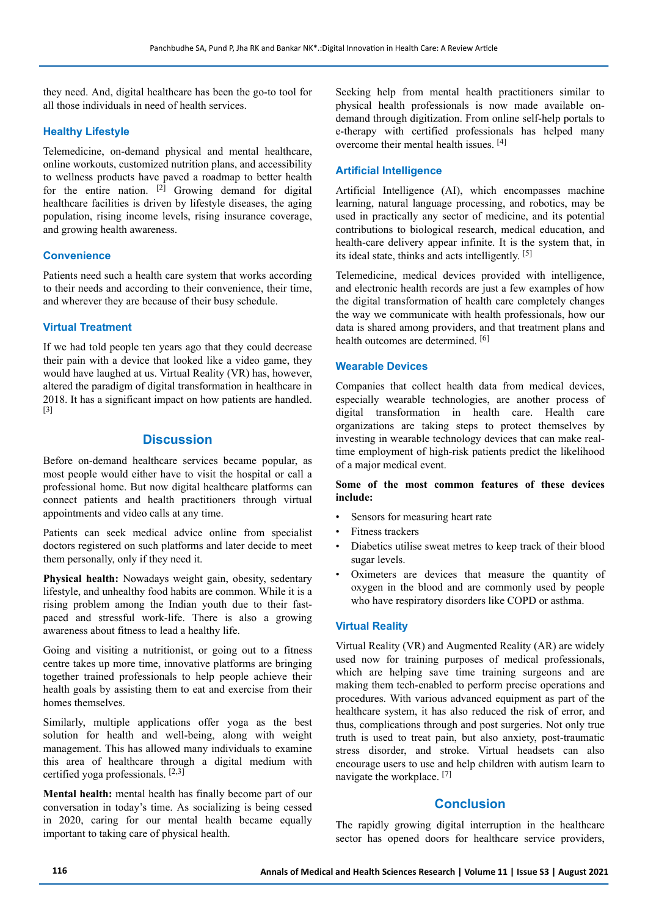they need. And, digital healthcare has been the go-to tool for all those individuals in need of health services.

### Healthy Lifestyle

Telemedicine, on-demand physical and mental healthcare, online workouts, customized nutrition plans, and accessibility to wellness products have paved a roadmap to better health for the entire nation. [2] Growing demand for digital healthcare facilities is driven by lifestyle diseases, the aging population, rising income levels, rising insurance coverage, and growing health awareness.

### Convenience

Patients need such a health care system that works according to their needs and according to their convenience, their time, and wherever they are because of their busy schedule.

### Virtual Treatment

If we had told people ten years ago that they could decrease their pain with a device that looked like a video game, they would have laughed at us. Virtual Reality (VR) has, however, altered the paradigm of digital transformation in healthcare in 2018. It has a significant impact on how patients are handled. [3]

## Discussion

Before on-demand healthcare services became popular, as most people would either have to visit the hospital or call a professional home. But now digital healthcare platforms can connect patients and health practitioners through virtual appointments and video calls at any time.

Patients can seek medical advice online from specialist doctors registered on such platforms and later decide to meet them personally, only if they need it.

**Physical health:** Nowadays weight gain, obesity, sedentary lifestyle, and unhealthy food habits are common. While it is a rising problem among the Indian youth due to their fast-paced and stressful work-life. There is also a growing awareness about fitness to lead a healthy life.

Going and visiting a nutritionist, or going out to a fitness centre takes up more time, innovative platforms are bringing together trained professionals to help people achieve their health goals by assisting them to eat and exercise from their homes themselves.

Similarly, multiple applications offer yoga as the best solution for health and well-being, along with weight management. This has allowed many individuals to examine this area of healthcare through a digital medium with certified yoga professionals. [2,3]

**Mental health:** mental health has finally become part of our conversation in today's time. As socializing is being cessed in 2020, caring for our mental health became equally important to taking care of physical health.

Seeking help from mental health practitioners similar to physical health professionals is now made available on-demand through digitization. From online self-help portals to e-therapy with certified professionals has helped many overcome their mental health issues. [4]

### Artificial Intelligence

Artificial Intelligence (AI), which encompasses machine learning, natural language processing, and robotics, may be used in practically any sector of medicine, and its potential contributions to biological research, medical education, and health-care delivery appear infinite. It is the system that, in its ideal state, thinks and acts intelligently. [5]

Telemedicine, medical devices provided with intelligence, and electronic health records are just a few examples of how the digital transformation of health care completely changes the way we communicate with health professionals, how our data is shared among providers, and that treatment plans and health outcomes are determined. [6]

### Wearable Devices

Companies that collect health data from medical devices, especially wearable technologies, are another process of digital transformation in health care. Health care organizations are taking steps to protect themselves by investing in wearable technology devices that can make real-time employment of high-risk patients predict the likelihood of a major medical event.

**Some of the most common features of these devices include:**

- Sensors for measuring heart rate
- Fitness trackers
- Diabetics utilise sweat metres to keep track of their blood sugar levels.
- Oximeters are devices that measure the quantity of oxygen in the blood and are commonly used by people who have respiratory disorders like COPD or asthma.

### Virtual Reality

Virtual Reality (VR) and Augmented Reality (AR) are widely used now for training purposes of medical professionals, which are helping save time training surgeons and are making them tech-enabled to perform precise operations and procedures. With various advanced equipment as part of the healthcare system, it has also reduced the risk of error, and thus, complications through and post surgeries. Not only true truth is used to treat pain, but also anxiety, post-traumatic stress disorder, and stroke. Virtual headsets can also encourage users to use and help children with autism learn to navigate the workplace. [7]

## Conclusion

The rapidly growing digital interruption in the healthcare sector has opened doors for healthcare service providers,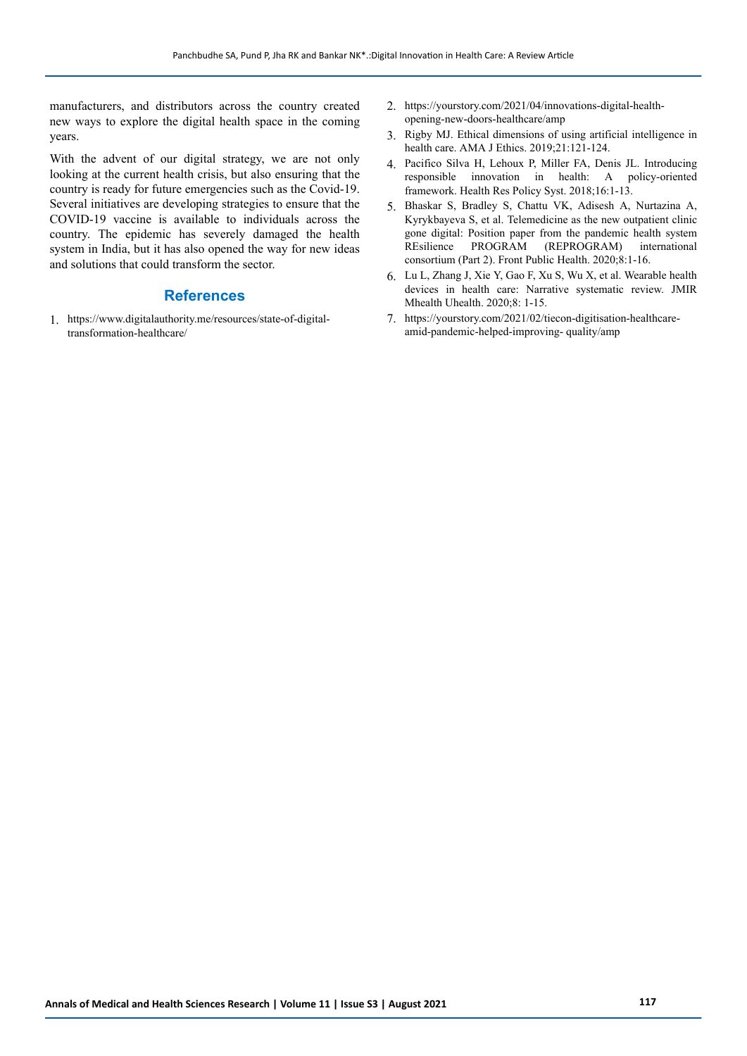manufacturers, and distributors across the country created new ways to explore the digital health space in the coming years.

With the advent of our digital strategy, we are not only looking at the current health crisis, but also ensuring that the country is ready for future emergencies such as the Covid-19. Several initiatives are developing strategies to ensure that the COVID-19 vaccine is available to individuals across the country. The epidemic has severely damaged the health system in India, but it has also opened the way for new ideas and solutions that could transform the sector.

## References

1. https://www.digitalauthority.me/resources/state-of-digital-transformation-healthcare/
2. https://yourstory.com/2021/04/innovations-digital-health-opening-new-doors-healthcare/amp
3. Rigby MJ. Ethical dimensions of using artificial intelligence in health care. AMA J Ethics. 2019;21:121-124.
4. Pacifico Silva H, Lehoux P, Miller FA, Denis JL. Introducing responsible innovation in health: A policy-oriented framework. Health Res Policy Syst. 2018;16:1-13.
5. Bhaskar S, Bradley S, Chattu VK, Adisesh A, Nurtazina A, Kyrykbayeva S, et al. Telemedicine as the new outpatient clinic gone digital: Position paper from the pandemic health system REsilience PROGRAM (REPROGRAM) international consortium (Part 2). Front Public Health. 2020;8:1-16.
6. Lu L, Zhang J, Xie Y, Gao F, Xu S, Wu X, et al. Wearable health devices in health care: Narrative systematic review. JMIR Mhealth Uhealth. 2020;8: 1-15.
7. https://yourstory.com/2021/02/tiecon-digitisation-healthcare-amid-pandemic-helped-improving- quality/amp